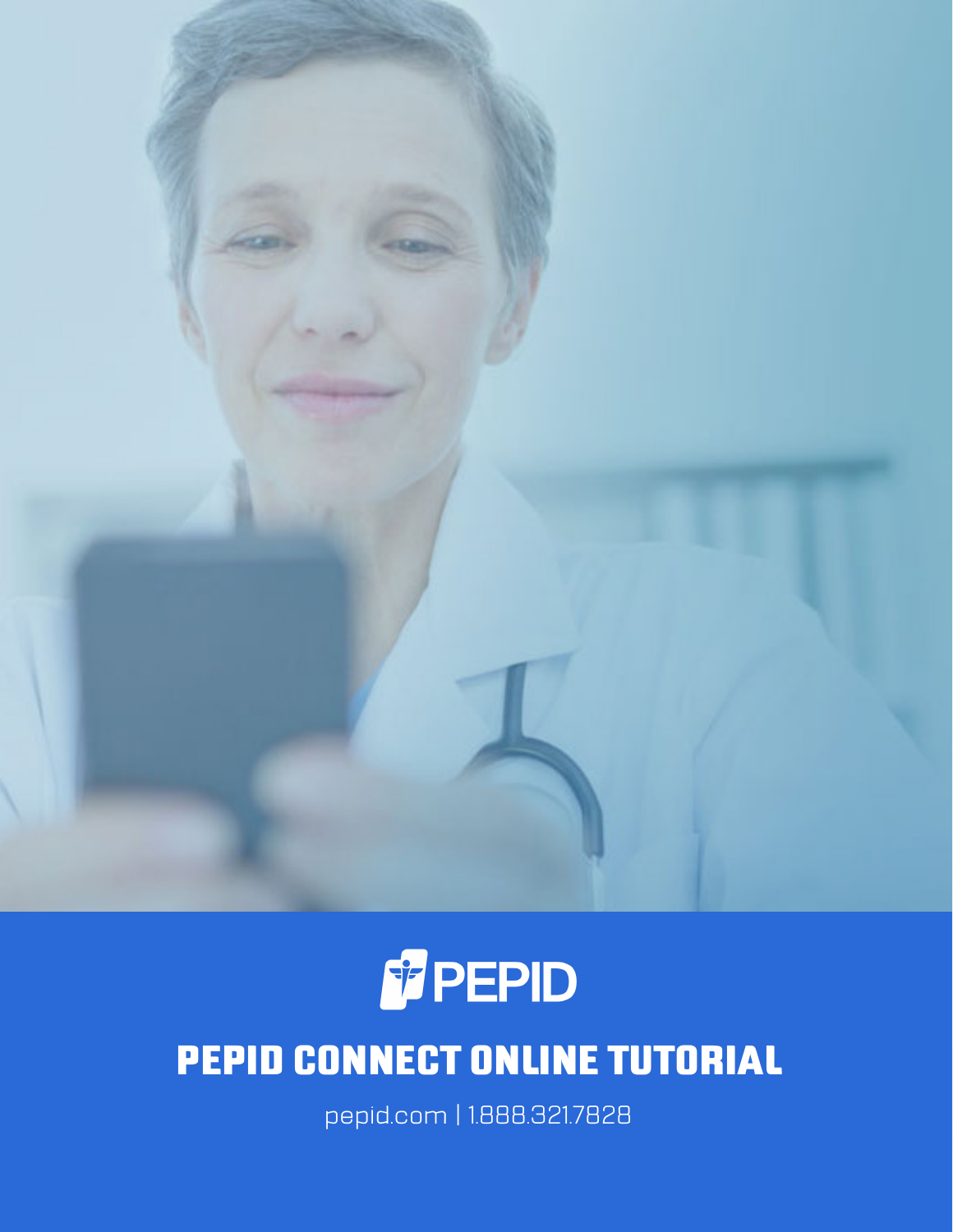PEPID

# PEPID CONNECT ONLINE TUTORIAL

pepid.com | 1.888.321.7828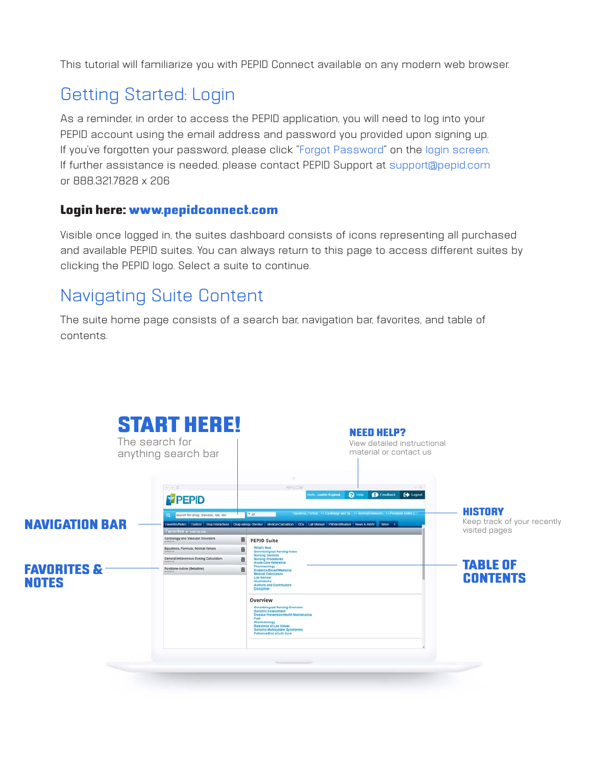This tutorial will familiarize you with PEPID Connect available on any modern web browser.

## Getting Started: Login

As a reminder, in order to access the PEPID application, you will need to log into your PEPID account using the email address and password you provided upon signing up. If you've forgotten your password, please click "Forgot Password" on the login screen. If further assistance is needed, please contact PEPID Support at support@pepid.com or 888.321.7828 x 206

**Login here: www.pepidconnect.com**

Visible once logged in, the suites dashboard consists of icons representing all purchased and available PEPID suites. You can always return to this page to access different suites by clicking the PEPID logo. Select a suite to continue.

## Navigating Suite Content

The suite home page consists of a search bar, navigation bar, favorites, and table of contents.

**START HERE!**
The search for anything search bar

**NEED HELP?**
View detailed instructional material or contact us

**NAVIGATION BAR**

**HISTORY**
Keep track of your recently visited pages

**FAVORITES & NOTES**

**TABLE OF CONTENTS**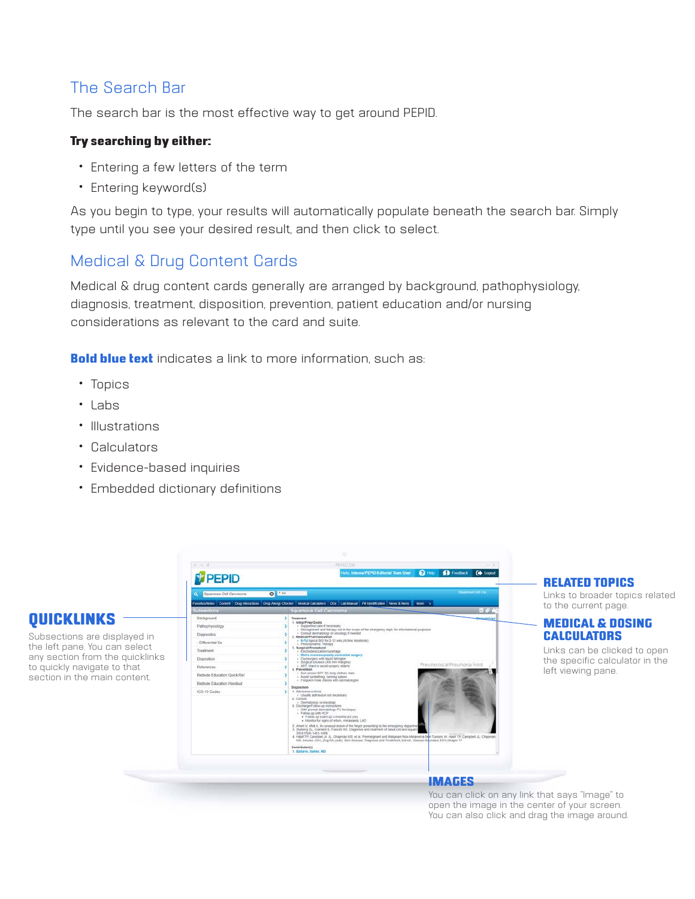## The Search Bar

The search bar is the most effective way to get around PEPID.

**Try searching by either:**

- Entering a few letters of the term
- Entering keyword(s)

As you begin to type, your results will automatically populate beneath the search bar. Simply type until you see your desired result, and then click to select.

## Medical & Drug Content Cards

Medical & drug content cards generally are arranged by background, pathophysiology, diagnosis, treatment, disposition, prevention, patient education and/or nursing considerations as relevant to the card and suite.

**Bold blue text** indicates a link to more information, such as:

- Topics
- Labs
- Illustrations
- Calculators
- Evidence-based inquiries
- Embedded dictionary definitions

**QUICKLINKS**

Subsections are displayed in the left pane. You can select any section from the quicklinks to quickly navigate to that section in the main content.

**RELATED TOPICS**

Links to broader topics related to the current page.

**MEDICAL & DOSING CALCULATORS**

Links can be clicked to open the specific calculator in the left viewing pane.

**IMAGES**

You can click on any link that says "Image" to open the image in the center of your screen. You can also click and drag the image around.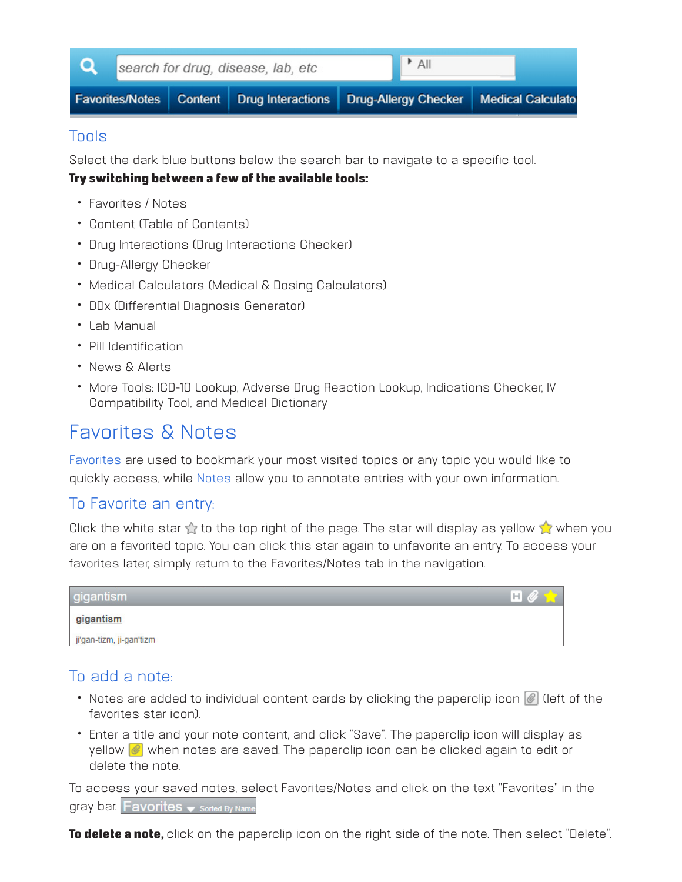## Tools

Select the dark blue buttons below the search bar to navigate to a specific tool.

**Try switching between a few of the available tools:**

- Favorites / Notes
- Content (Table of Contents)
- Drug Interactions (Drug Interactions Checker)
- Drug-Allergy Checker
- Medical Calculators (Medical & Dosing Calculators)
- DDx (Differential Diagnosis Generator)
- Lab Manual
- Pill Identification
- News & Alerts
- More Tools: ICD-10 Lookup, Adverse Drug Reaction Lookup, Indications Checker, IV Compatibility Tool, and Medical Dictionary

# Favorites & Notes

Favorites are used to bookmark your most visited topics or any topic you would like to quickly access, while Notes allow you to annotate entries with your own information.

### To Favorite an entry:

Click the white star ☆ to the top right of the page. The star will display as yellow ★ when you are on a favorited topic. You can click this star again to unfavorite an entry. To access your favorites later, simply return to the Favorites/Notes tab in the navigation.

### To add a note:

- Notes are added to individual content cards by clicking the paperclip icon (left of the favorites star icon).
- Enter a title and your note content, and click "Save". The paperclip icon will display as yellow when notes are saved. The paperclip icon can be clicked again to edit or delete the note.

To access your saved notes, select Favorites/Notes and click on the text "Favorites" in the gray bar.

**To delete a note,** click on the paperclip icon on the right side of the note. Then select "Delete".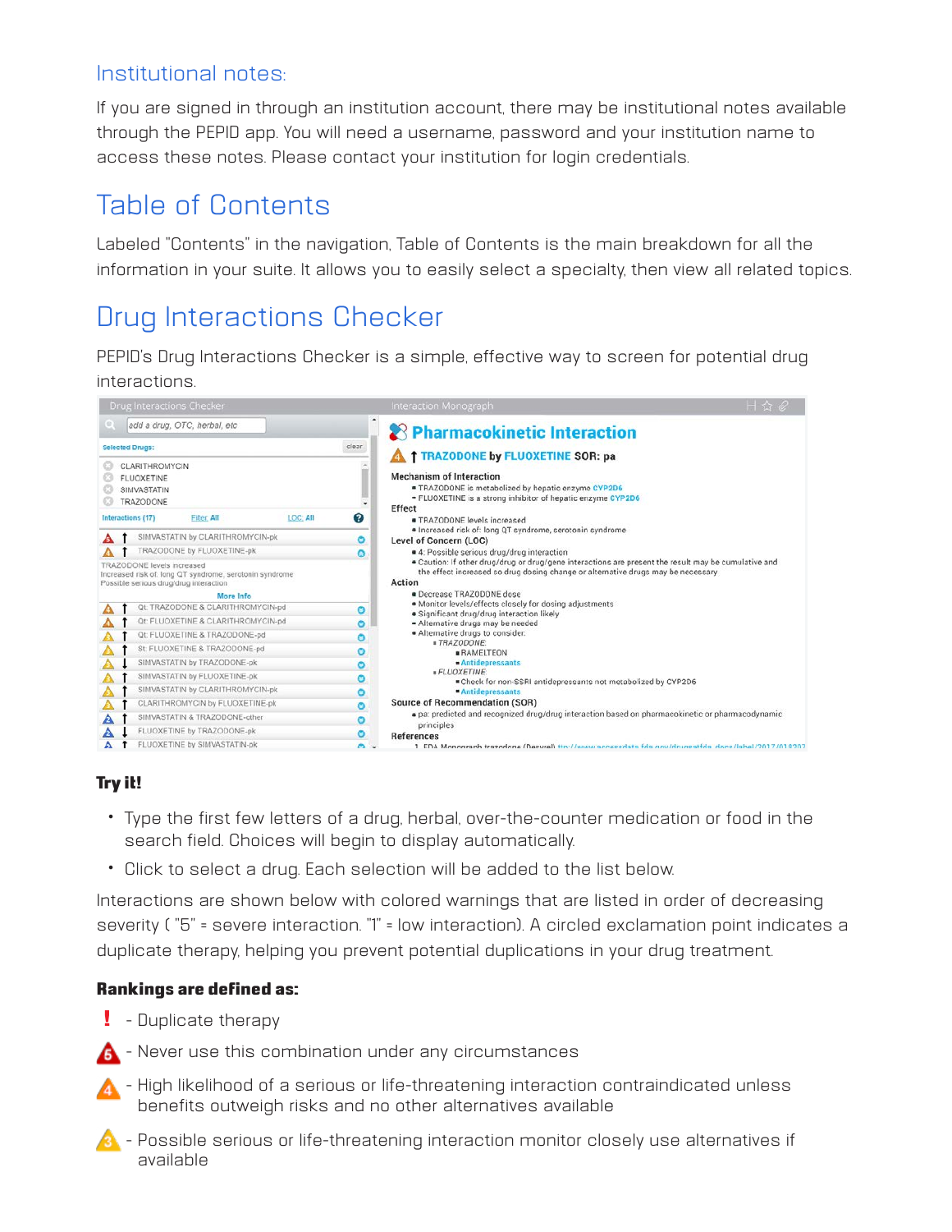## Institutional notes:

If you are signed in through an institution account, there may be institutional notes available through the PEPID app. You will need a username, password and your institution name to access these notes. Please contact your institution for login credentials.

# Table of Contents

Labeled "Contents" in the navigation, Table of Contents is the main breakdown for all the information in your suite. It allows you to easily select a specialty, then view all related topics.

# Drug Interactions Checker

PEPID's Drug Interactions Checker is a simple, effective way to screen for potential drug interactions.

**Try it!**

- Type the first few letters of a drug, herbal, over-the-counter medication or food in the search field. Choices will begin to display automatically.
- Click to select a drug. Each selection will be added to the list below.

Interactions are shown below with colored warnings that are listed in order of decreasing severity ( "5" = severe interaction. "1" = low interaction). A circled exclamation point indicates a duplicate therapy, helping you prevent potential duplications in your drug treatment.

**Rankings are defined as:**

! - Duplicate therapy

5 - Never use this combination under any circumstances

4 - High likelihood of a serious or life-threatening interaction contraindicated unless benefits outweigh risks and no other alternatives available

3 - Possible serious or life-threatening interaction monitor closely use alternatives if available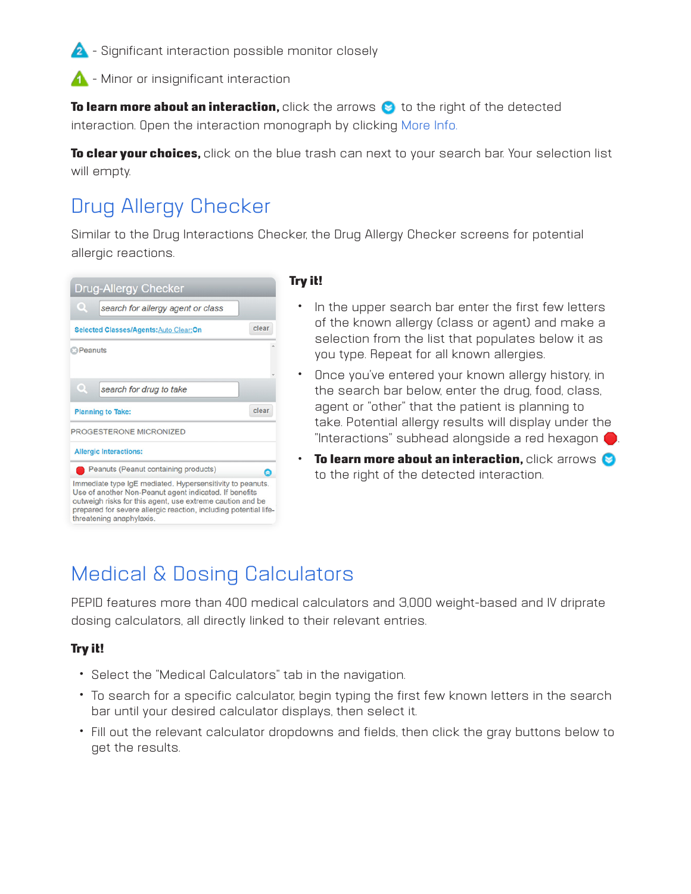- Significant interaction possible monitor closely

- Minor or insignificant interaction

**To learn more about an interaction,** click the arrows to the right of the detected interaction. Open the interaction monograph by clicking More Info.

**To clear your choices,** click on the blue trash can next to your search bar. Your selection list will empty.

## Drug Allergy Checker

Similar to the Drug Interactions Checker, the Drug Allergy Checker screens for potential allergic reactions.

Drug-Allergy Checker

search for allergy agent or class

Selected Classes/Agents: Auto Clear: On clear

Peanuts

search for drug to take

Planning to Take: clear

PROGESTERONE MICRONIZED

Allergic Interactions:

Peanuts (Peanut containing products)

Immediate type IgE mediated. Hypersensitivity to peanuts. Use of another Non-Peanut agent indicated. If benefits outweigh risks for this agent, use extreme caution and be prepared for severe allergic reaction, including potential life-threatening anaphylaxis.

**Try it!**

- In the upper search bar enter the first few letters of the known allergy (class or agent) and make a selection from the list that populates below it as you type. Repeat for all known allergies.
- Once you've entered your known allergy history, in the search bar below, enter the drug, food, class, agent or "other" that the patient is planning to take. Potential allergy results will display under the "Interactions" subhead alongside a red hexagon.
- **To learn more about an interaction,** click arrows to the right of the detected interaction.

## Medical & Dosing Calculators

PEPID features more than 400 medical calculators and 3,000 weight-based and IV driprate dosing calculators, all directly linked to their relevant entries.

**Try it!**

- Select the "Medical Calculators" tab in the navigation.
- To search for a specific calculator, begin typing the first few known letters in the search bar until your desired calculator displays, then select it.
- Fill out the relevant calculator dropdowns and fields, then click the gray buttons below to get the results.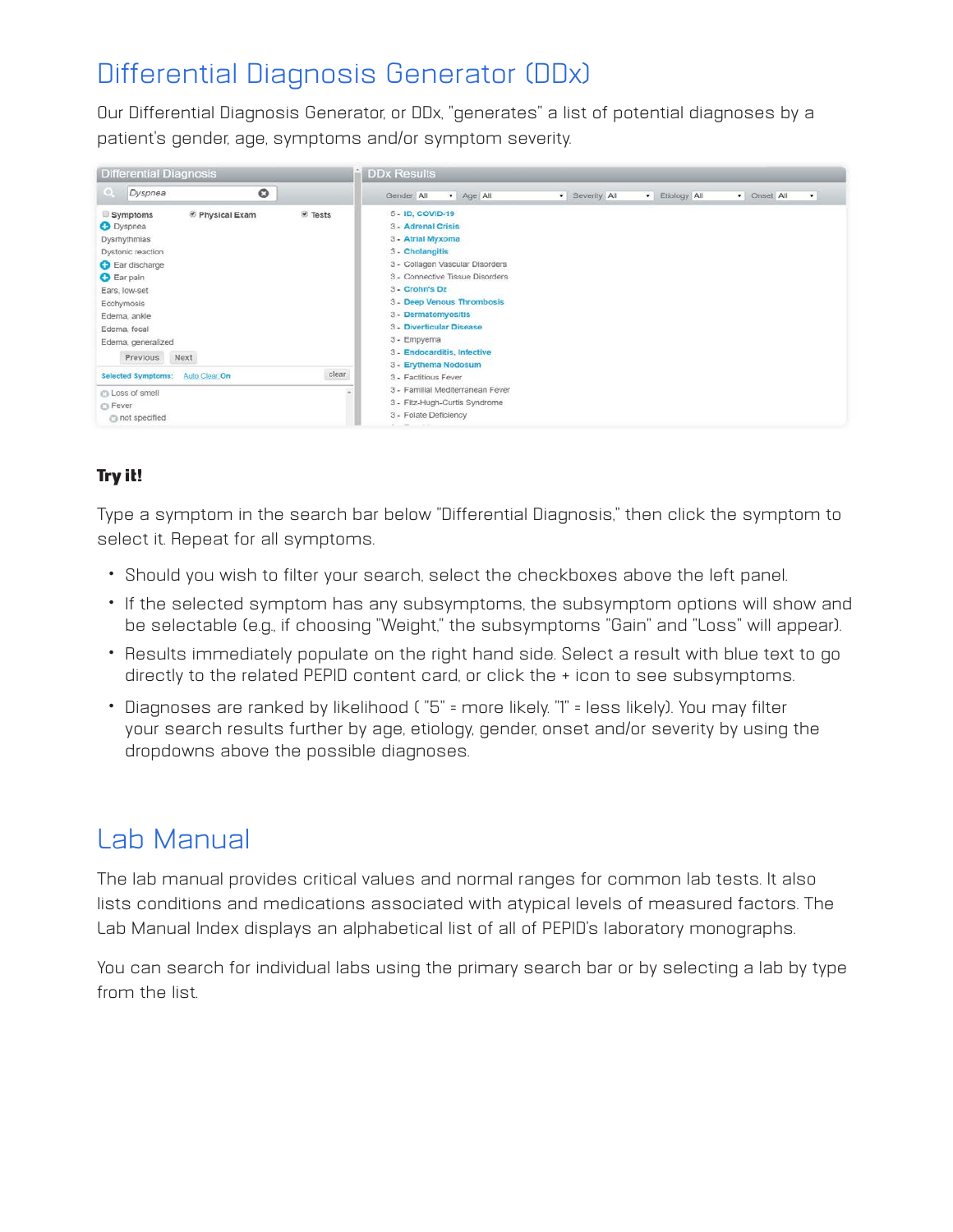# Differential Diagnosis Generator (DDx)

Our Differential Diagnosis Generator, or DDx, "generates" a list of potential diagnoses by a patient's gender, age, symptoms and/or symptom severity.

**Try it!**

Type a symptom in the search bar below "Differential Diagnosis," then click the symptom to select it. Repeat for all symptoms.

- Should you wish to filter your search, select the checkboxes above the left panel.
- If the selected symptom has any subsymptoms, the subsymptom options will show and be selectable (e.g., if choosing "Weight," the subsymptoms "Gain" and "Loss" will appear).
- Results immediately populate on the right hand side. Select a result with blue text to go directly to the related PEPID content card, or click the + icon to see subsymptoms.
- Diagnoses are ranked by likelihood ( "5" = more likely. "1" = less likely). You may filter your search results further by age, etiology, gender, onset and/or severity by using the dropdowns above the possible diagnoses.

# Lab Manual

The lab manual provides critical values and normal ranges for common lab tests. It also lists conditions and medications associated with atypical levels of measured factors. The Lab Manual Index displays an alphabetical list of all of PEPID's laboratory monographs.

You can search for individual labs using the primary search bar or by selecting a lab by type from the list.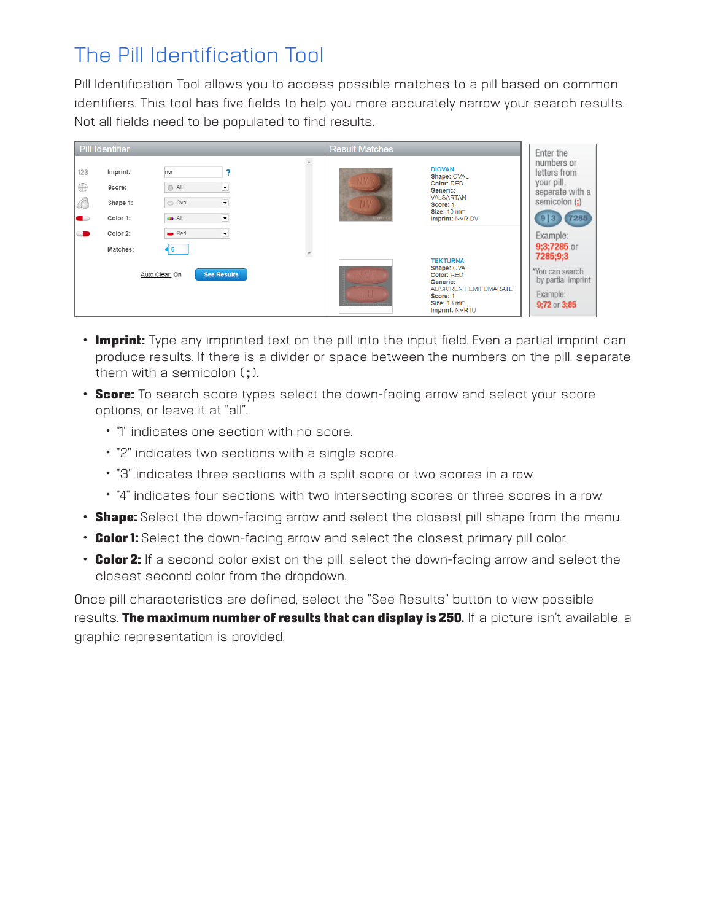# The Pill Identification Tool

Pill Identification Tool allows you to access possible matches to a pill based on common identifiers. This tool has five fields to help you more accurately narrow your search results. Not all fields need to be populated to find results.

- **Imprint:** Type any imprinted text on the pill into the input field. Even a partial imprint can produce results. If there is a divider or space between the numbers on the pill, separate them with a semicolon (**;**).
- **Score:** To search score types select the down-facing arrow and select your score options, or leave it at "all".
  - "1" indicates one section with no score.
  - "2" indicates two sections with a single score.
  - "3" indicates three sections with a split score or two scores in a row.
  - "4" indicates four sections with two intersecting scores or three scores in a row.
- **Shape:** Select the down-facing arrow and select the closest pill shape from the menu.
- **Color 1:** Select the down-facing arrow and select the closest primary pill color.
- **Color 2:** If a second color exist on the pill, select the down-facing arrow and select the closest second color from the dropdown.

Once pill characteristics are defined, select the "See Results" button to view possible results. **The maximum number of results that can display is 250.** If a picture isn't available, a graphic representation is provided.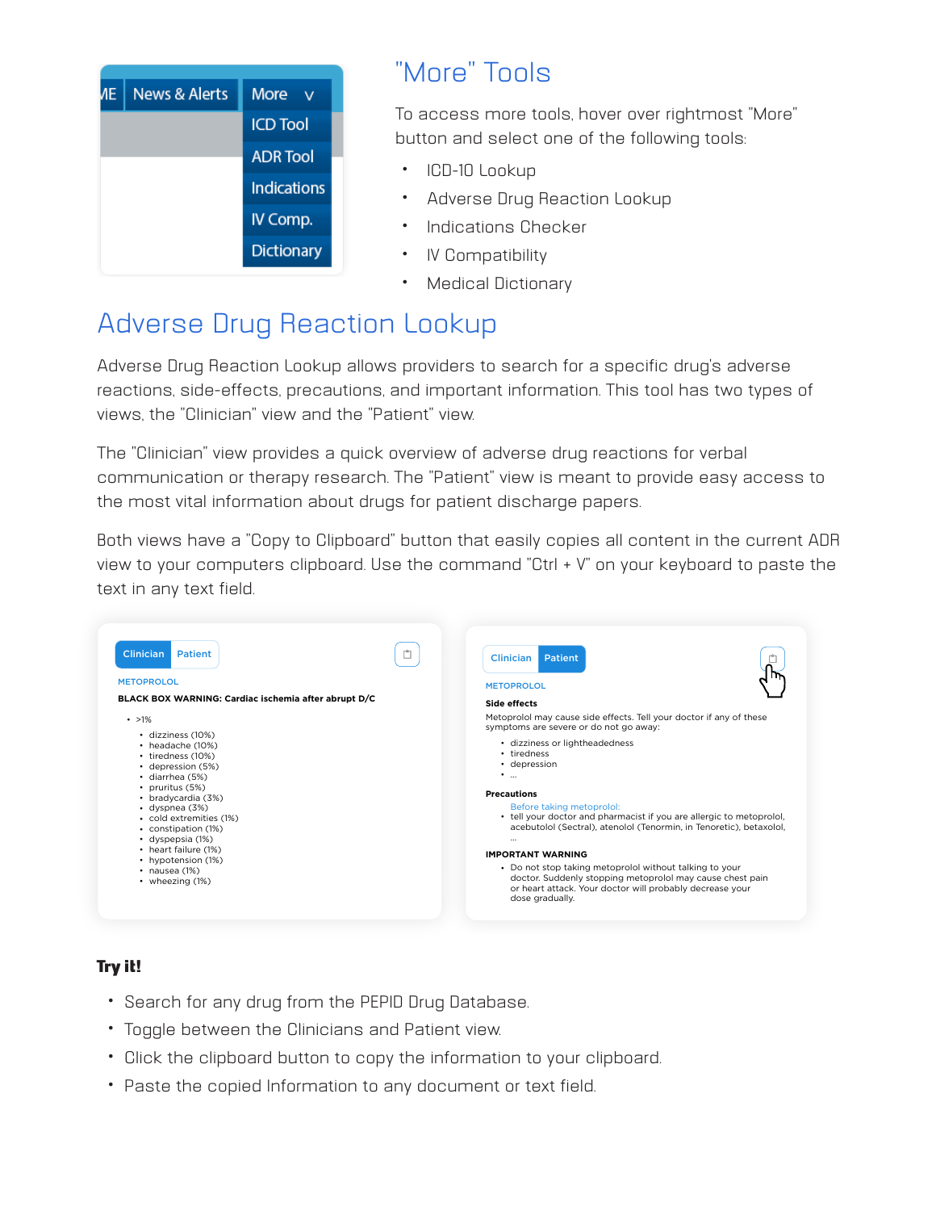ME | News & Alerts | More v

ICD Tool
ADR Tool
Indications
IV Comp.
Dictionary

## "More" Tools

To access more tools, hover over rightmost "More" button and select one of the following tools:

- ICD-10 Lookup
- Adverse Drug Reaction Lookup
- Indications Checker
- IV Compatibility
- Medical Dictionary

## Adverse Drug Reaction Lookup

Adverse Drug Reaction Lookup allows providers to search for a specific drug's adverse reactions, side-effects, precautions, and important information. This tool has two types of views, the "Clinician" view and the "Patient" view.

The "Clinician" view provides a quick overview of adverse drug reactions for verbal communication or therapy research. The "Patient" view is meant to provide easy access to the most vital information about drugs for patient discharge papers.

Both views have a "Copy to Clipboard" button that easily copies all content in the current ADR view to your computers clipboard. Use the command "Ctrl + V" on your keyboard to paste the text in any text field.

Clinician | Patient

METOPROLOL

**BLACK BOX WARNING: Cardiac ischemia after abrupt D/C**

- >1%
  - dizziness (10%)
  - headache (10%)
  - tiredness (10%)
  - depression (5%)
  - diarrhea (5%)
  - pruritus (5%)
  - bradycardia (3%)
  - dyspnea (3%)
  - cold extremities (1%)
  - constipation (1%)
  - dyspepsia (1%)
  - heart failure (1%)
  - hypotension (1%)
  - nausea (1%)
  - wheezing (1%)

Clinician | Patient

METOPROLOL

**Side effects**

Metoprolol may cause side effects. Tell your doctor if any of these symptoms are severe or do not go away:

- dizziness or lightheadedness
- tiredness
- depression
- ...

**Precautions**

Before taking metoprolol:

- tell your doctor and pharmacist if you are allergic to metoprolol, acebutolol (Sectral), atenolol (Tenormin, in Tenoretic), betaxolol, ...

**IMPORTANT WARNING**

- Do not stop taking metoprolol without talking to your doctor. Suddenly stopping metoprolol may cause chest pain or heart attack. Your doctor will probably decrease your dose gradually.

**Try it!**

- Search for any drug from the PEPID Drug Database.
- Toggle between the Clinicians and Patient view.
- Click the clipboard button to copy the information to your clipboard.
- Paste the copied Information to any document or text field.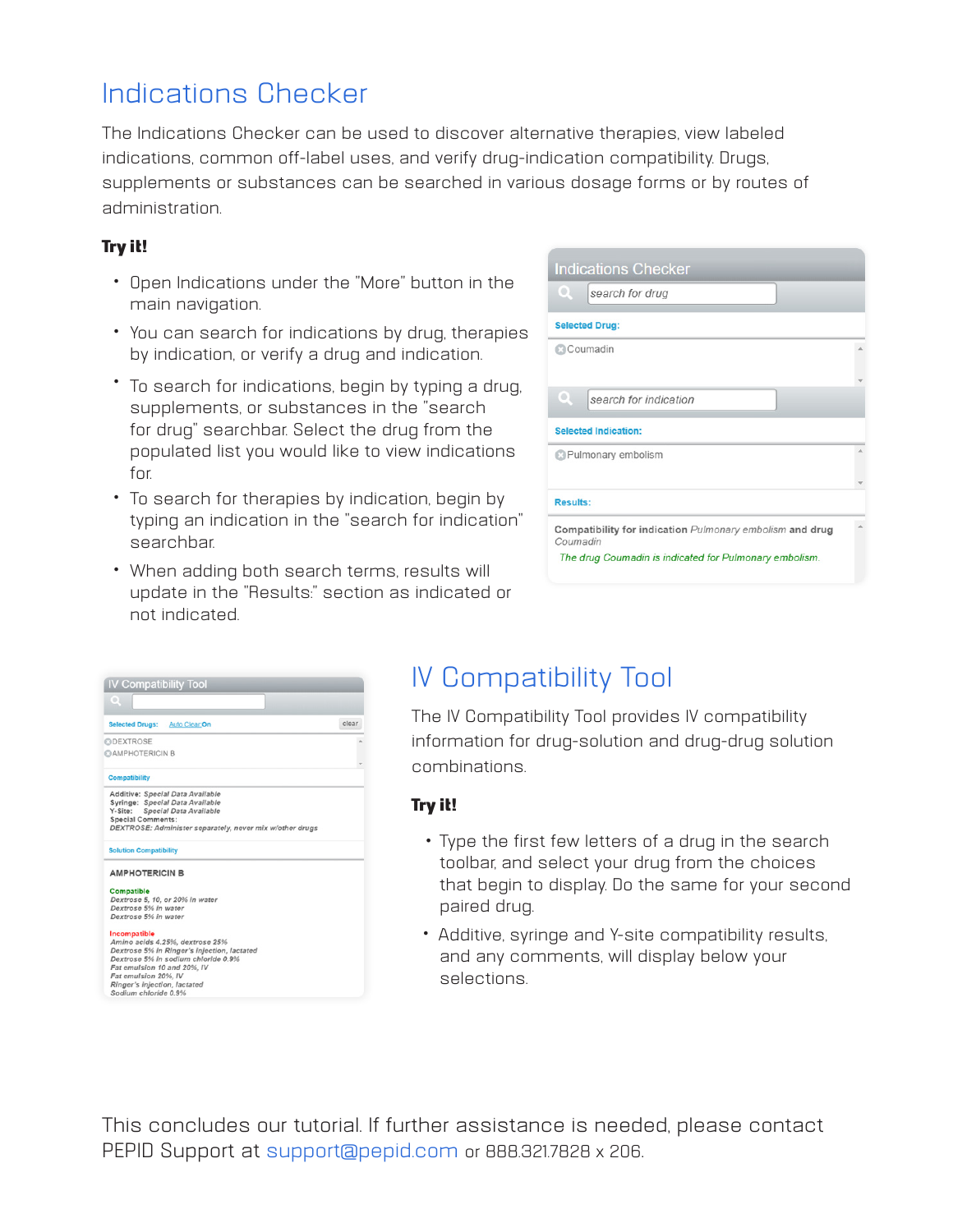# Indications Checker

The Indications Checker can be used to discover alternative therapies, view labeled indications, common off-label uses, and verify drug-indication compatibility. Drugs, supplements or substances can be searched in various dosage forms or by routes of administration.

**Try it!**

- Open Indications under the "More" button in the main navigation.
- You can search for indications by drug, therapies by indication, or verify a drug and indication.
- To search for indications, begin by typing a drug, supplements, or substances in the "search for drug" searchbar. Select the drug from the populated list you would like to view indications for.
- To search for therapies by indication, begin by typing an indication in the "search for indication" searchbar.
- When adding both search terms, results will update in the "Results:" section as indicated or not indicated.

# IV Compatibility Tool

The IV Compatibility Tool provides IV compatibility information for drug-solution and drug-drug solution combinations.

**Try it!**

- Type the first few letters of a drug in the search toolbar, and select your drug from the choices that begin to display. Do the same for your second paired drug.
- Additive, syringe and Y-site compatibility results, and any comments, will display below your selections.

This concludes our tutorial. If further assistance is needed, please contact PEPID Support at support@pepid.com or 888.321.7828 x 206.